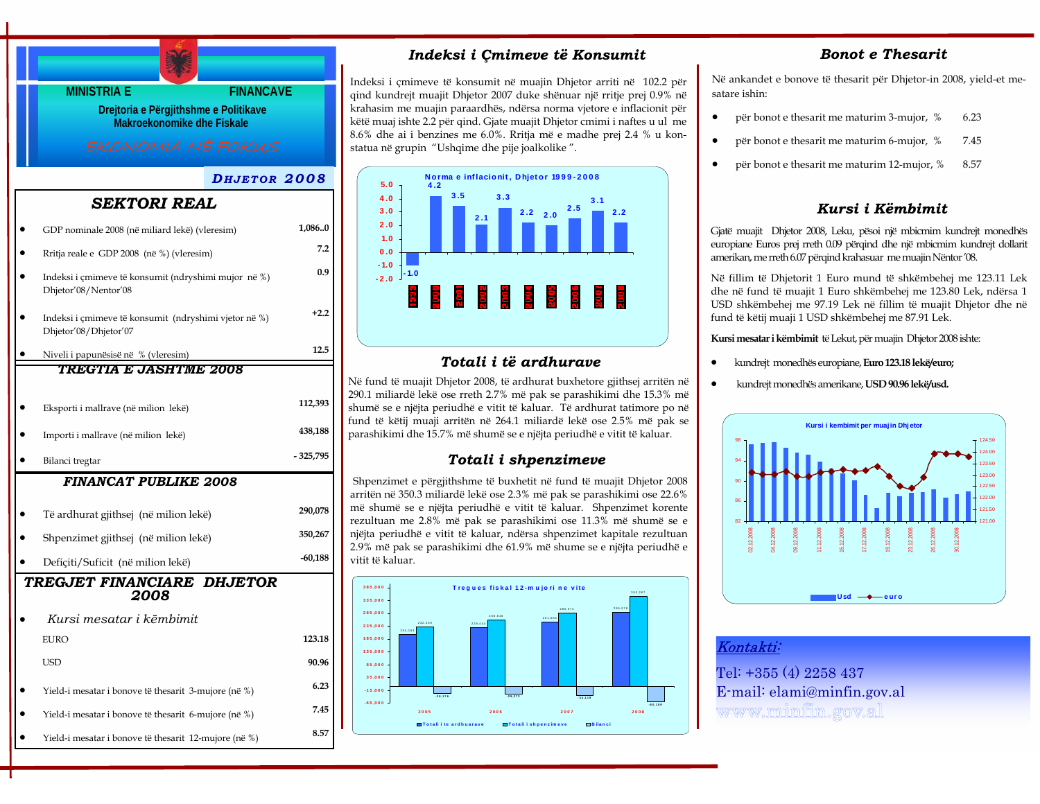**MINISTRIA E FINANCAVE**

**Drejtoria e Përgjithshme e Politikave Makroekonomike dhe Fiskale**

*EKONOMIA NË FOKUS*

**DHJETOR 2008**

## SEKTORI REAL

| | |
|---|---|
| GDP nominale 2008 (në miliard lekë) (vleresim) | 1,086..0 |
| Rritja reale e GDP 2008 (në %) (vleresim) | 7.2 |
| Indeksi i çmimeve të konsumit (ndryshimi mujor në %) Dhjetor'08/Nentor'08 | 0.9 |
| Indeksi i çmimeve të konsumit (ndryshimi vjetor në %) Dhjetor'08/Dhjetor'07 | +2.2 |
| Niveli i papunësisë në % (vleresim) | 12.5 |

## TREGTIA E JASHTME 2008

| | |
|---|---|
| Eksporti i mallrave (në milion lekë) | 112,393 |
| Importi i mallrave (në milion lekë) | 438,188 |
| Bilanci tregtar | - 325,795 |

## FINANCAT PUBLIKE 2008

| | |
|---|---|
| Të ardhurat gjithsej (në milion lekë) | 290,078 |
| Shpenzimet gjithsej (në milion lekë) | 350,267 |
| Defiçiti/Suficit (në milion lekë) | -60,188 |

## TREGJET FINANCIARE DHJETOR 2008

| | |
|---|---|
| *Kursi mesatar i këmbimit* | |
| EURO | 123.18 |
| USD | 90.96 |
| Yield-i mesatar i bonove të thesarit 3-mujore (në %) | 6.23 |
| Yield-i mesatar i bonove të thesarit 6-mujore (në %) | 7.45 |
| Yield-i mesatar i bonove të thesarit 12-mujore (në %) | 8.57 |

## Indeksi i Çmimeve të Konsumit

Indeksi i çmimeve të konsumit në muajin Dhjetor arriti në 102.2 për qind kundrejt muajit Dhjetor 2007 duke shënuar një rritje prej 0.9% në krahasim me muajin paraardhës, ndërsa norma vjetore e inflacionit për këtë muaj ishte 2.2 për qind. Gjate muajit Dhjetor cmimi i naftes u ul me 8.6% dhe ai i benzines me 6.0%. Rritja më e madhe prej 2.4 % u konstatua në grupin "Ushqime dhe pije joalkolike".

**Norma e inflacionit, Dhjetor 1999-2008**

| 1999 | 2000 | 2001 | 2002 | 2003 | 2004 | 2005 | 2006 | 2007 | 2008 |
|---|---|---|---|---|---|---|---|---|---|
| -1.0 | 4.2 | 3.5 | 2.1 | 3.3 | 2.2 | 2.0 | 2.5 | 3.1 | 2.2 |

## Totali i të ardhurave

Në fund të muajit Dhjetor 2008, të ardhurat buxhetore gjithsej arritën në 290.1 miliardë lekë ose rreth 2.7% më pak se parashikimi dhe 15.3% më shumë se e njëjta periudhë e vitit të kaluar. Të ardhurat tatimore po në fund të këtij muaji arritën në 264.1 miliardë lekë ose 2.5% më pak se parashikimi dhe 15.7% më shumë se e njëjta periudhë e vitit të kaluar.

## Totali i shpenzimeve

Shpenzimet e përgjithshme të buxhetit në fund të muajit Dhjetor 2008 arritën në 350.3 miliardë lekë ose 2.3% më pak se parashikimi ose 22.6% më shumë se e njëjta periudhë e vitit të kaluar. Shpenzimet korente rezultuan me 2.8% më pak se parashikimi ose 11.3% më shumë se e njëjta periudhë e vitit të kaluar, ndërsa shpenzimet kapitale rezultuan 2.9% më pak se parashikimi dhe 61.9% më shume se e njëjta periudhë e vitit të kaluar.

**Tregues fiskal 12-mujori ne vite**

| | 2005 | 2006 | 2007 | 2008 |
|---|---|---|---|---|
| Totali i te ardhurave | 204,163 | 229,444 | 251,655 | 290,078 |
| Totali i shpenzimeve | 232,339 | 256,816 | 285,674 | 350,267 |
| Bilanci | -28,176 | -28,372 | -34,119 | -60,188 |

## Bonot e Thesarit

Në ankandet e bonove të thesarit për Dhjetor-in 2008, yield-et mesatare ishin:

- për bonot e thesarit me maturim 3-mujor, % 6.23
- për bonot e thesarit me maturim 6-mujor, % 7.45
- për bonot e thesarit me maturim 12-mujor, % 8.57

## Kursi i Këmbimit

Gjatë muajit Dhjetor 2008, Leku, pësoi një mbicmim kundrejt monedhës europiane Euros prej rreth 0.09 përqind dhe një mbicmim kundrejt dollarit amerikan, me rreth 6.07 përqind krahasuar me muajin Nëntor '08.

Në fillim të Dhjetorit 1 Euro mund të shkëmbehej me 123.11 Lek dhe në fund të muajit 1 Euro shkëmbehej me 123.80 Lek, ndërsa 1 USD shkëmbehej me 97.19 Lek në fillim të muajit Dhjetor dhe në fund të këtij muaji 1 USD shkëmbehej me 87.91 Lek.

**Kursi mesatar i këmbimit** të Lekut, për muajin Dhjetor 2008 ishte:

- kundrejt monedhës europiane, **Euro 123.18 lekë/euro;**
- kundrejt monedhës amerikane, **USD 90.96 lekë/usd.**

**Kursi i kembimit per muajin Dhjetor**

(Usd — euro; 02.12.2008 – 30.12.2008)

### *Kontakti:*

Tel: +355 (4) 2258 437
E-mail: elami@minfin.gov.al
www.minfin.gov.al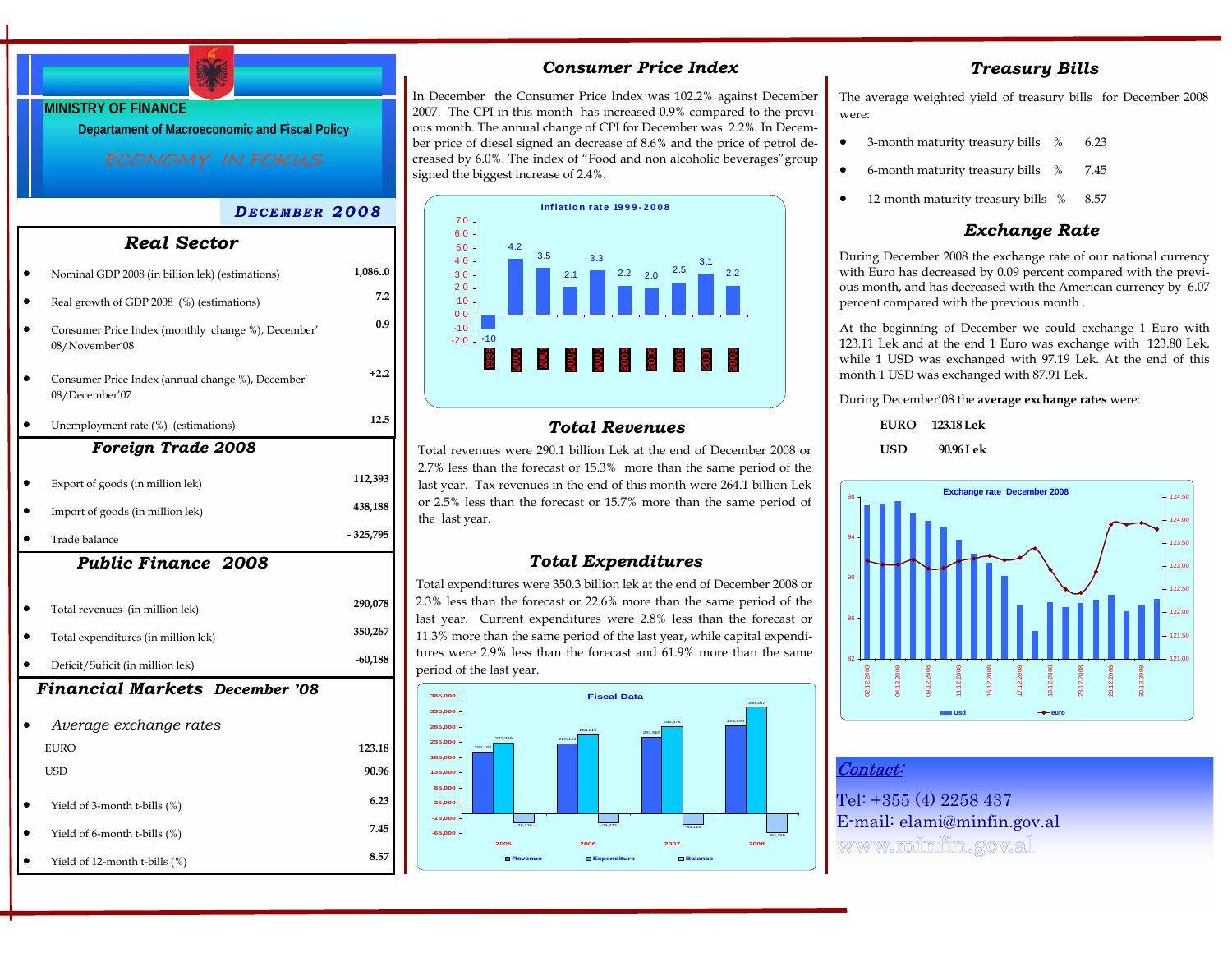**MINISTRY OF FINANCE**

**Departament of Macroeconomic and Fiscal Policy**

ECONOMY IN FOKUS

***DECEMBER 2008***

## Real Sector

| | |
|---|---|
| • Nominal GDP 2008 (in billion lek) (estimations) | 1,086..0 |
| • Real growth of GDP 2008 (%) (estimations) | 7.2 |
| • Consumer Price Index (monthly change %), December' 08/November'08 | 0.9 |
| • Consumer Price Index (annual change %), December' 08/December'07 | +2.2 |
| • Unemployment rate (%) (estimations) | 12.5 |

## Foreign Trade 2008

| | |
|---|---|
| • Export of goods (in million lek) | 112,393 |
| • Import of goods (in million lek) | 438,188 |
| • Trade balance | - 325,795 |

## Public Finance 2008

| | |
|---|---|
| • Total revenues (in million lek) | 290,078 |
| • Total expenditures (in million lek) | 350,267 |
| • Deficit/Suficit (in million lek) | -60,188 |

## Financial Markets December '08

| | |
|---|---|
| • *Average exchange rates* | |
| EURO | 123.18 |
| USD | 90.96 |
| • Yield of 3-month t-bills (%) | 6.23 |
| • Yield of 6-month t-bills (%) | 7.45 |
| • Yield of 12-month t-bills (%) | 8.57 |

## Consumer Price Index

In December the Consumer Price Index was 102.2% against December 2007. The CPI in this month has increased 0.9% compared to the previous month. The annual change of CPI for December was 2.2%. In December price of diesel signed an decrease of 8.6% and the price of petrol decreased by 6.0%. The index of "Food and non alcoholic beverages"group signed the biggest increase of 2.4%.

Inflation rate 1999-2008

7.0
6.0
5.0
4.0
3.0
2.0
1.0
0.0
-1.0
-2.0

-1.0
4.2
3.5
2.1
3.3
2.2
2.0
2.5
3.1
2.2

1999
2000
2001
2002
2003
2004
2005
2006
2007
2008

## Total Revenues

Total revenues were 290.1 billion Lek at the end of December 2008 or 2.7% less than the forecast or 15.3% more than the same period of the last year. Tax revenues in the end of this month were 264.1 billion Lek or 2.5% less than the forecast or 15.7% more than the same period of the last year.

## Total Expenditures

Total expenditures were 350.3 billion lek at the end of December 2008 or 2.3% less than the forecast or 22.6% more than the same period of the last year. Current expenditures were 2.8% less than the forecast or 11.3% more than the same period of the last year, while capital expenditures were 2.9% less than the forecast and 61.9% more than the same period of the last year.

Fiscal Data

385,000
335,000
285,000
235,000
185,000
135,000
85,000
35,000
-15,000
-65,000

204,163
232,339
-28,176
229,444
258,816
-29,372
251,556
285,674
-34,119
290,078
350,267
-60,188

2005
2006
2007
2008

Revenue
Expenditure
Balance

## Treasury Bills

The average weighted yield of treasury bills for December 2008 were:

- 3-month maturity treasury bills % 6.23
- 6-month maturity treasury bills % 7.45
- 12-month maturity treasury bills % 8.57

## Exchange Rate

During December 2008 the exchange rate of our national currency with Euro has decreased by 0.09 percent compared with the previous month, and has decreased with the American currency by 6.07 percent compared with the previous month .

At the beginning of December we could exchange 1 Euro with 123.11 Lek and at the end 1 Euro was exchange with 123.80 Lek, while 1 USD was exchanged with 97.19 Lek. At the end of this month 1 USD was exchanged with 87.91 Lek.

During December'08 the **average exchange rates** were:

**EURO 123.18 Lek**

**USD 90.96 Lek**

Exchange rate December 2008

98
94
90
86
82

124.50
124.00
123.50
123.00
122.50
122.00
121.50
121.00

02.12.2008
04.12.2008
09.12.2008
11.12.2008
15.12.2008
17.12.2008
19.12.2008
23.12.2008
26.12.2008
30.12.2008

Usd
euro

*Contact:*

Tel: +355 (4) 2258 437

E-mail: elami@minfin.gov.al

www.minfin.gov.al